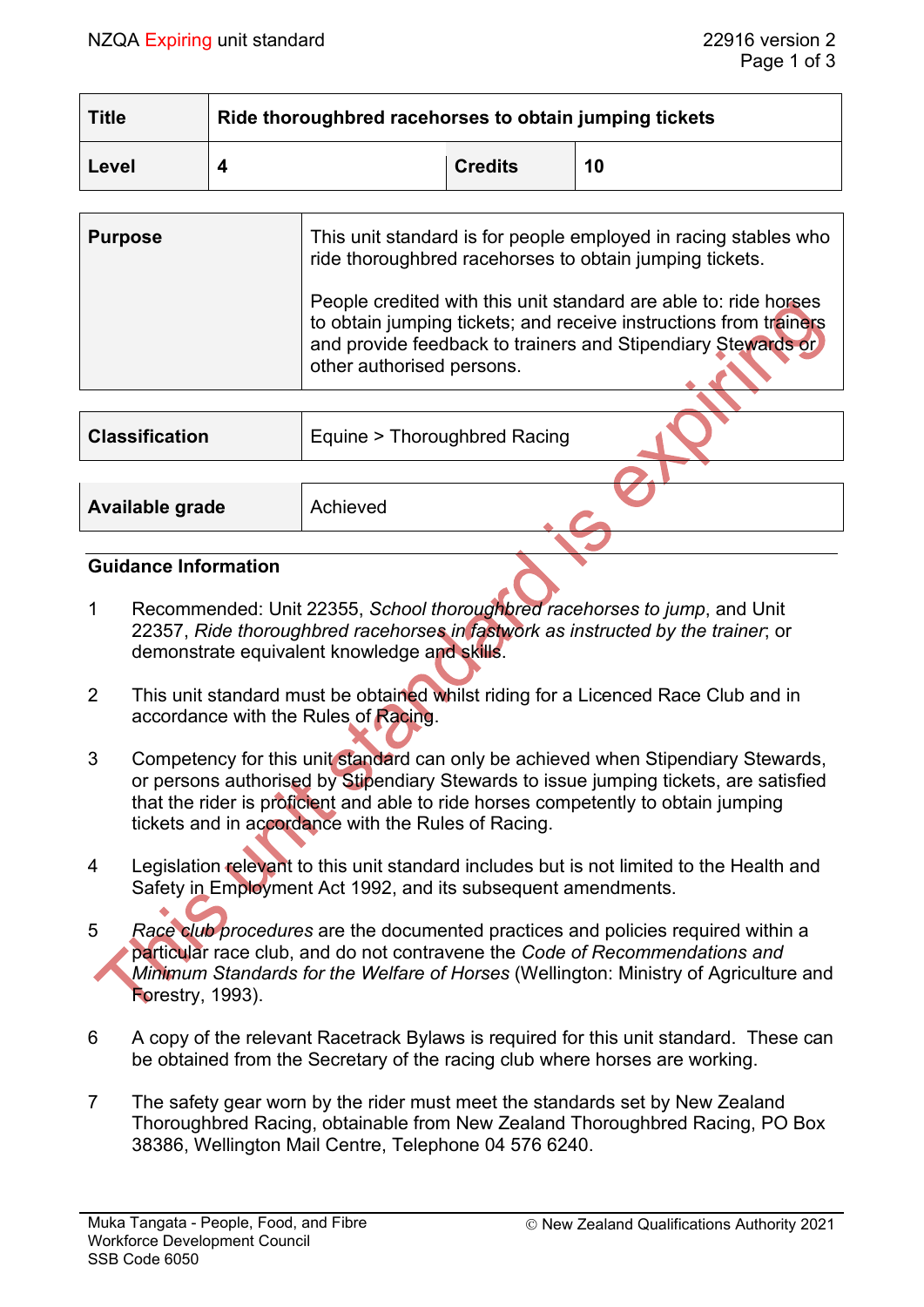NZQA Expiring unit standard | 22916 version 2

| Title | Ride thoroughbred racehorses to obtain jumping tickets | | |
|---|---|---|---|
| Level | 4 | Credits | 10 |

| Purpose | This unit standard is for people employed in racing stables who ride thoroughbred racehorses to obtain jumping tickets.<br><br>People credited with this unit standard are able to: ride horses to obtain jumping tickets; and receive instructions from trainers and provide feedback to trainers and Stipendiary Stewards or other authorised persons. |
|---|---|

| Classification | Equine > Thoroughbred Racing |
|---|---|

| Available grade | Achieved |
|---|---|

## Guidance Information

1. Recommended: Unit 22355, *School thoroughbred racehorses to jump*, and Unit 22357, *Ride thoroughbred racehorses in fastwork as instructed by the trainer*; or demonstrate equivalent knowledge and skills.

2. This unit standard must be obtained whilst riding for a Licenced Race Club and in accordance with the Rules of Racing.

3. Competency for this unit standard can only be achieved when Stipendiary Stewards, or persons authorised by Stipendiary Stewards to issue jumping tickets, are satisfied that the rider is proficient and able to ride horses competently to obtain jumping tickets and in accordance with the Rules of Racing.

4. Legislation relevant to this unit standard includes but is not limited to the Health and Safety in Employment Act 1992, and its subsequent amendments.

5. *Race club procedures* are the documented practices and policies required within a particular race club, and do not contravene the *Code of Recommendations and Minimum Standards for the Welfare of Horses* (Wellington: Ministry of Agriculture and Forestry, 1993).

6. A copy of the relevant Racetrack Bylaws is required for this unit standard. These can be obtained from the Secretary of the racing club where horses are working.

7. The safety gear worn by the rider must meet the standards set by New Zealand Thoroughbred Racing, obtainable from New Zealand Thoroughbred Racing, PO Box 38386, Wellington Mail Centre, Telephone 04 576 6240.

Muka Tangata - People, Food, and Fibre Workforce Development Council
SSB Code 6050

© New Zealand Qualifications Authority 2021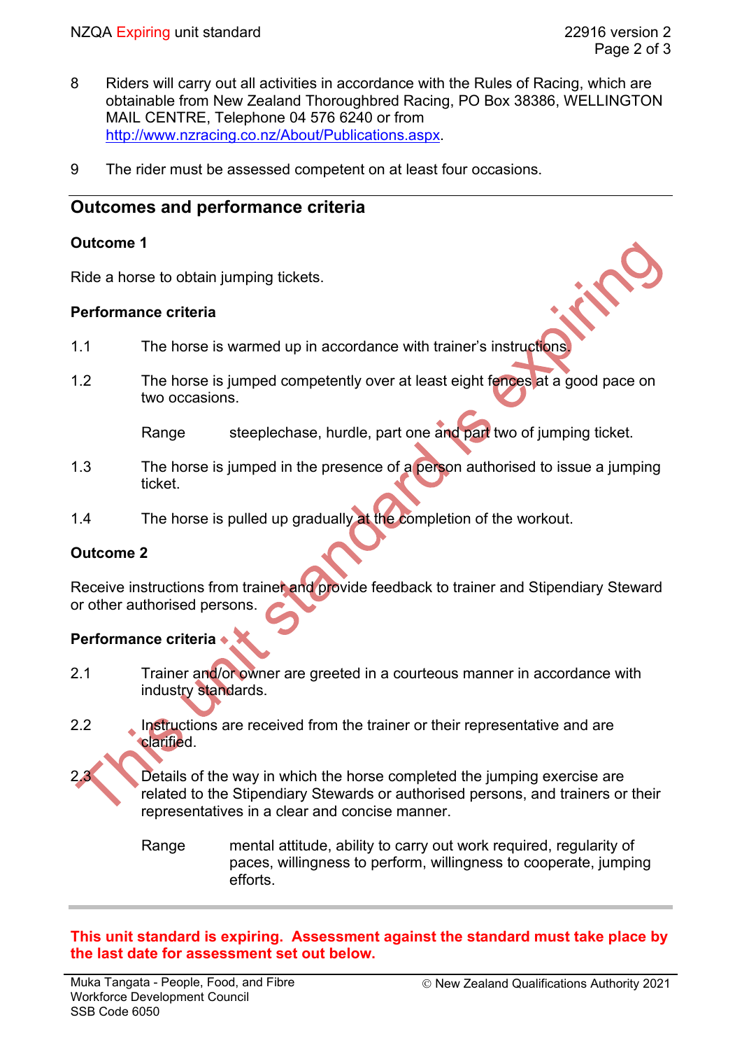8 Riders will carry out all activities in accordance with the Rules of Racing, which are obtainable from New Zealand Thoroughbred Racing, PO Box 38386, WELLINGTON MAIL CENTRE, Telephone 04 576 6240 or from http://www.nzracing.co.nz/About/Publications.aspx.

9 The rider must be assessed competent on at least four occasions.

## Outcomes and performance criteria

### Outcome 1

Ride a horse to obtain jumping tickets.

#### Performance criteria

1.1 The horse is warmed up in accordance with trainer's instructions.

1.2 The horse is jumped competently over at least eight fences at a good pace on two occasions.

Range steeplechase, hurdle, part one and part two of jumping ticket.

1.3 The horse is jumped in the presence of a person authorised to issue a jumping ticket.

1.4 The horse is pulled up gradually at the completion of the workout.

### Outcome 2

Receive instructions from trainer and provide feedback to trainer and Stipendiary Steward or other authorised persons.

#### Performance criteria

2.1 Trainer and/or owner are greeted in a courteous manner in accordance with industry standards.

2.2 Instructions are received from the trainer or their representative and are clarified.

2.3 Details of the way in which the horse completed the jumping exercise are related to the Stipendiary Stewards or authorised persons, and trainers or their representatives in a clear and concise manner.

Range mental attitude, ability to carry out work required, regularity of paces, willingness to perform, willingness to cooperate, jumping efforts.

**This unit standard is expiring. Assessment against the standard must take place by the last date for assessment set out below.**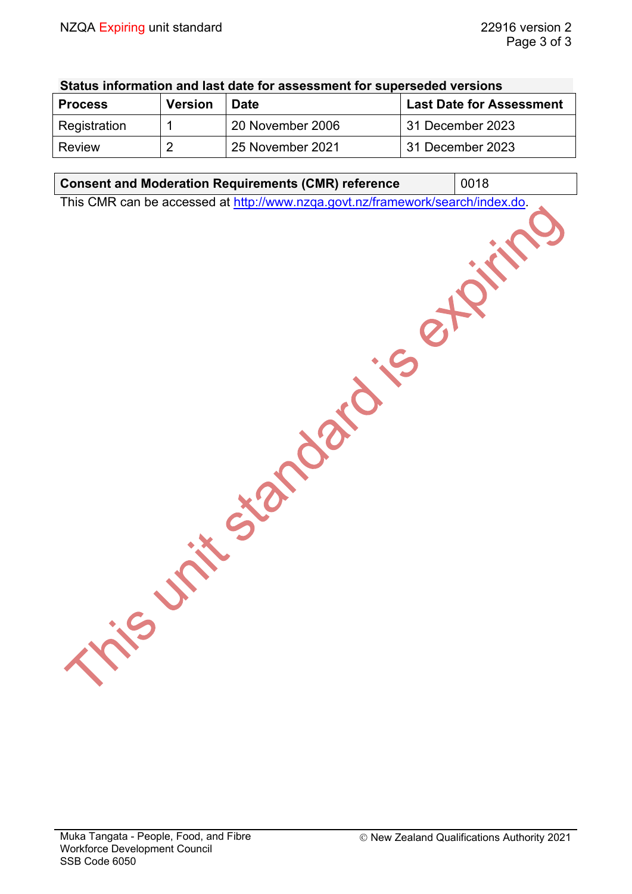**Status information and last date for assessment for superseded versions**

| Process | Version | Date | Last Date for Assessment |
|---|---|---|---|
| Registration | 1 | 20 November 2006 | 31 December 2023 |
| Review | 2 | 25 November 2021 | 31 December 2023 |

| Consent and Moderation Requirements (CMR) reference | 0018 |
|---|---|

This CMR can be accessed at http://www.nzqa.govt.nz/framework/search/index.do.

This unit standard is expiring